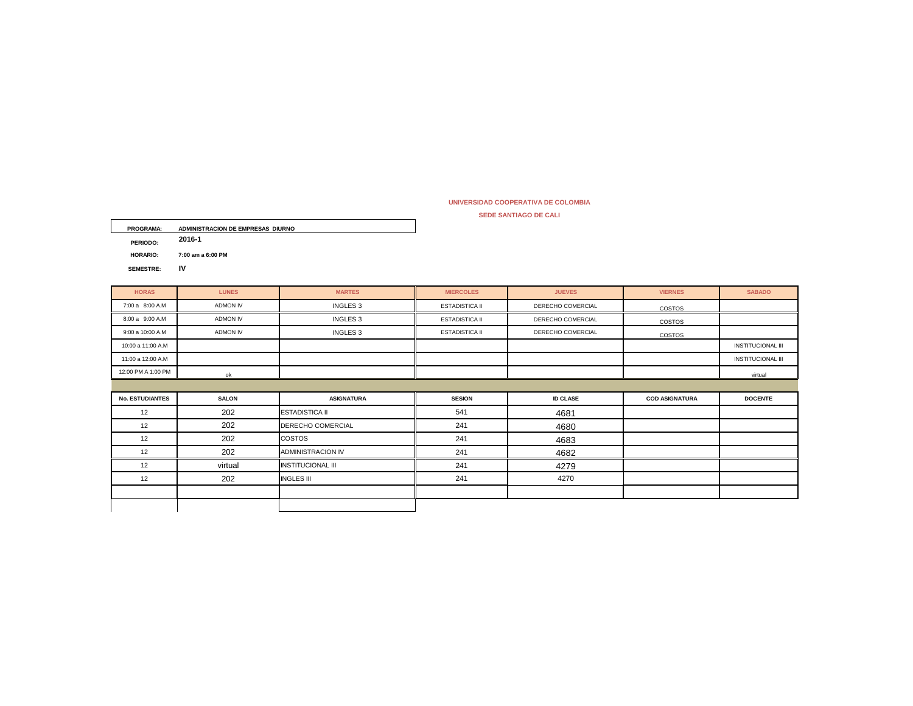**UNIVERSIDAD COOPERATIVA DE COLOMBIA**

**SEDE SANTIAGO DE CALI**

**PROGRAMA:** **ADMINISTRACION DE EMPRESAS DIURNO**

**PERIODO:** **2016-1**

**HORARIO:** **7:00 am a 6:00 PM**

**SEMESTRE:** **IV**

| HORAS | LUNES | MARTES | MIERCOLES | JUEVES | VIERNES | SABADO |
|---|---|---|---|---|---|---|
| 7:00 a 8:00 A.M | ADMON IV | INGLES 3 | ESTADISTICA II | DERECHO COMERCIAL | COSTOS | |
| 8:00 a 9:00 A.M | ADMON IV | INGLES 3 | ESTADISTICA II | DERECHO COMERCIAL | COSTOS | |
| 9:00 a 10:00 A.M | ADMON IV | INGLES 3 | ESTADISTICA II | DERECHO COMERCIAL | COSTOS | |
| 10:00 a 11:00 A.M | | | | | | INSTITUCIONAL III |
| 11:00 a 12:00 A.M | | | | | | INSTITUCIONAL III |
| 12:00 PM A 1:00 PM | ok | | | | | virtual |

| No. ESTUDIANTES | SALON | ASIGNATURA | SESION | ID CLASE | COD ASIGNATURA | DOCENTE |
|---|---|---|---|---|---|---|
| 12 | 202 | ESTADISTICA II | 541 | 4681 | | |
| 12 | 202 | DERECHO COMERCIAL | 241 | 4680 | | |
| 12 | 202 | COSTOS | 241 | 4683 | | |
| 12 | 202 | ADMINISTRACION IV | 241 | 4682 | | |
| 12 | virtual | INSTITUCIONAL III | 241 | 4279 | | |
| 12 | 202 | INGLES III | 241 | 4270 | | |
| | | | | | | |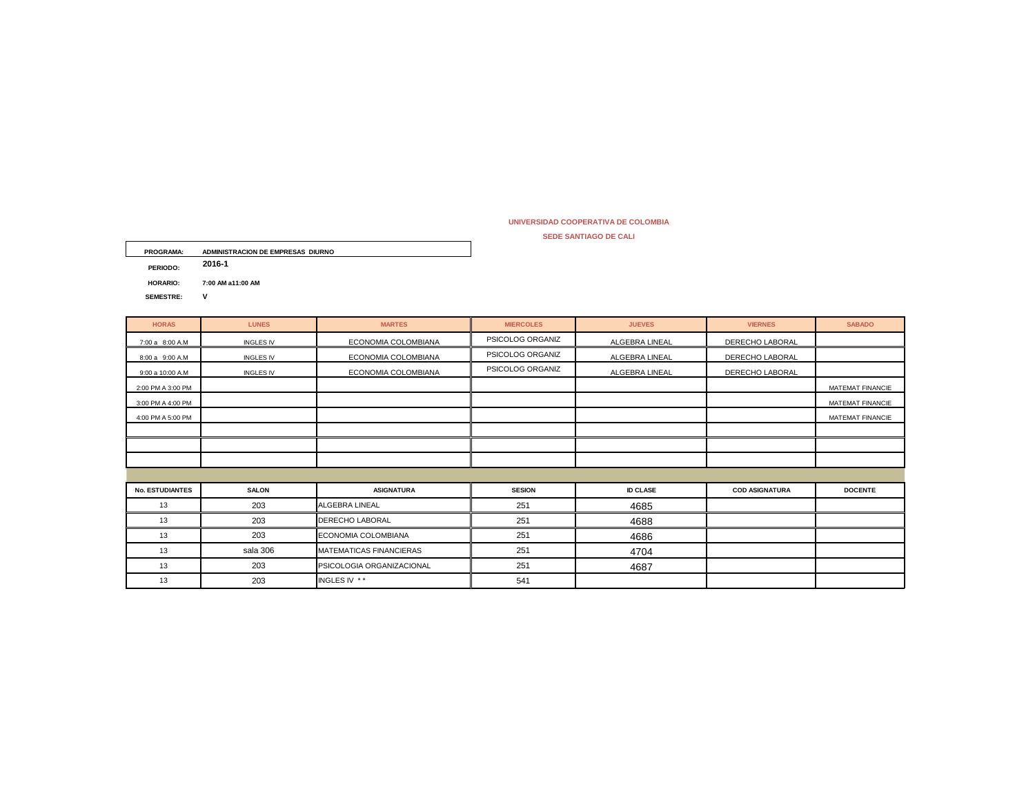**UNIVERSIDAD COOPERATIVA DE COLOMBIA**

**SEDE SANTIAGO DE CALI**

**PROGRAMA:** ADMINISTRACION DE EMPRESAS DIURNO

**PERIODO:** 2016-1

**HORARIO:** 7:00 AM a11:00 AM

**SEMESTRE:** V

| HORAS | LUNES | MARTES | MIERCOLES | JUEVES | VIERNES | SABADO |
|---|---|---|---|---|---|---|
| 7:00 a 8:00 A.M | INGLES IV | ECONOMIA COLOMBIANA | PSICOLOG ORGANIZ | ALGEBRA LINEAL | DERECHO LABORAL | |
| 8:00 a 9:00 A.M | INGLES IV | ECONOMIA COLOMBIANA | PSICOLOG ORGANIZ | ALGEBRA LINEAL | DERECHO LABORAL | |
| 9:00 a 10:00 A.M | INGLES IV | ECONOMIA COLOMBIANA | PSICOLOG ORGANIZ | ALGEBRA LINEAL | DERECHO LABORAL | |
| 2:00 PM A 3:00 PM | | | | | | MATEMAT FINANCIE |
| 3:00 PM A 4:00 PM | | | | | | MATEMAT FINANCIE |
| 4:00 PM A 5:00 PM | | | | | | MATEMAT FINANCIE |
| | | | | | | |
| | | | | | | |
| | | | | | | |

| No. ESTUDIANTES | SALON | ASIGNATURA | SESION | ID CLASE | COD ASIGNATURA | DOCENTE |
|---|---|---|---|---|---|---|
| 13 | 203 | ALGEBRA LINEAL | 251 | 4685 | | |
| 13 | 203 | DERECHO LABORAL | 251 | 4688 | | |
| 13 | 203 | ECONOMIA COLOMBIANA | 251 | 4686 | | |
| 13 | sala 306 | MATEMATICAS FINANCIERAS | 251 | 4704 | | |
| 13 | 203 | PSICOLOGIA ORGANIZACIONAL | 251 | 4687 | | |
| 13 | 203 | INGLES IV ** | 541 | | | |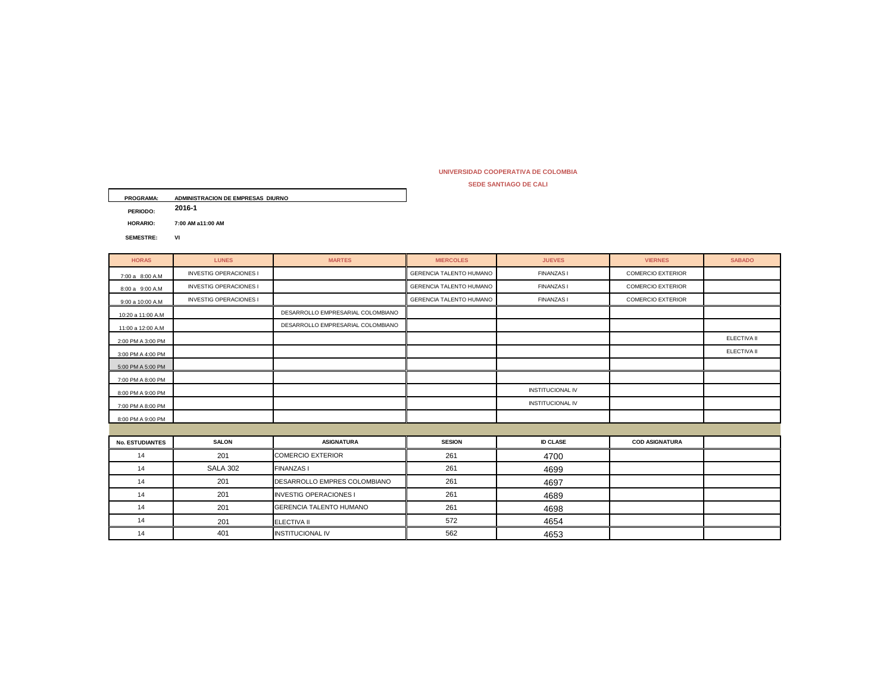**UNIVERSIDAD COOPERATIVA DE COLOMBIA**

**SEDE SANTIAGO DE CALI**

**PROGRAMA:** ADMINISTRACION DE EMPRESAS DIURNO

**PERIODO:** 2016-1

**HORARIO:** 7:00 AM a11:00 AM

**SEMESTRE:** VI

| HORAS | LUNES | MARTES | MIERCOLES | JUEVES | VIERNES | SABADO |
|---|---|---|---|---|---|---|
| 7:00 a 8:00 A.M | INVESTIG OPERACIONES I | | GERENCIA TALENTO HUMANO | FINANZAS I | COMERCIO EXTERIOR | |
| 8:00 a 9:00 A.M | INVESTIG OPERACIONES I | | GERENCIA TALENTO HUMANO | FINANZAS I | COMERCIO EXTERIOR | |
| 9:00 a 10:00 A.M | INVESTIG OPERACIONES I | | GERENCIA TALENTO HUMANO | FINANZAS I | COMERCIO EXTERIOR | |
| 10:20 a 11:00 A.M | | DESARROLLO EMPRESARIAL COLOMBIANO | | | | |
| 11:00 a 12:00 A.M | | DESARROLLO EMPRESARIAL COLOMBIANO | | | | |
| 2:00 PM A 3:00 PM | | | | | | ELECTIVA II |
| 3:00 PM A 4:00 PM | | | | | | ELECTIVA II |
| 5:00 PM A 5:00 PM | | | | | | |
| 7:00 PM A 8:00 PM | | | | | | |
| 8:00 PM A 9:00 PM | | | | INSTITUCIONAL IV | | |
| 7:00 PM A 8:00 PM | | | | INSTITUCIONAL IV | | |
| 8:00 PM A 9:00 PM | | | | | | |

| No. ESTUDIANTES | SALON | ASIGNATURA | SESION | ID CLASE | COD ASIGNATURA | |
|---|---|---|---|---|---|---|
| 14 | 201 | COMERCIO EXTERIOR | 261 | 4700 | | |
| 14 | SALA 302 | FINANZAS I | 261 | 4699 | | |
| 14 | 201 | DESARROLLO EMPRES COLOMBIANO | 261 | 4697 | | |
| 14 | 201 | INVESTIG OPERACIONES I | 261 | 4689 | | |
| 14 | 201 | GERENCIA TALENTO HUMANO | 261 | 4698 | | |
| 14 | 201 | ELECTIVA II | 572 | 4654 | | |
| 14 | 401 | INSTITUCIONAL IV | 562 | 4653 | | |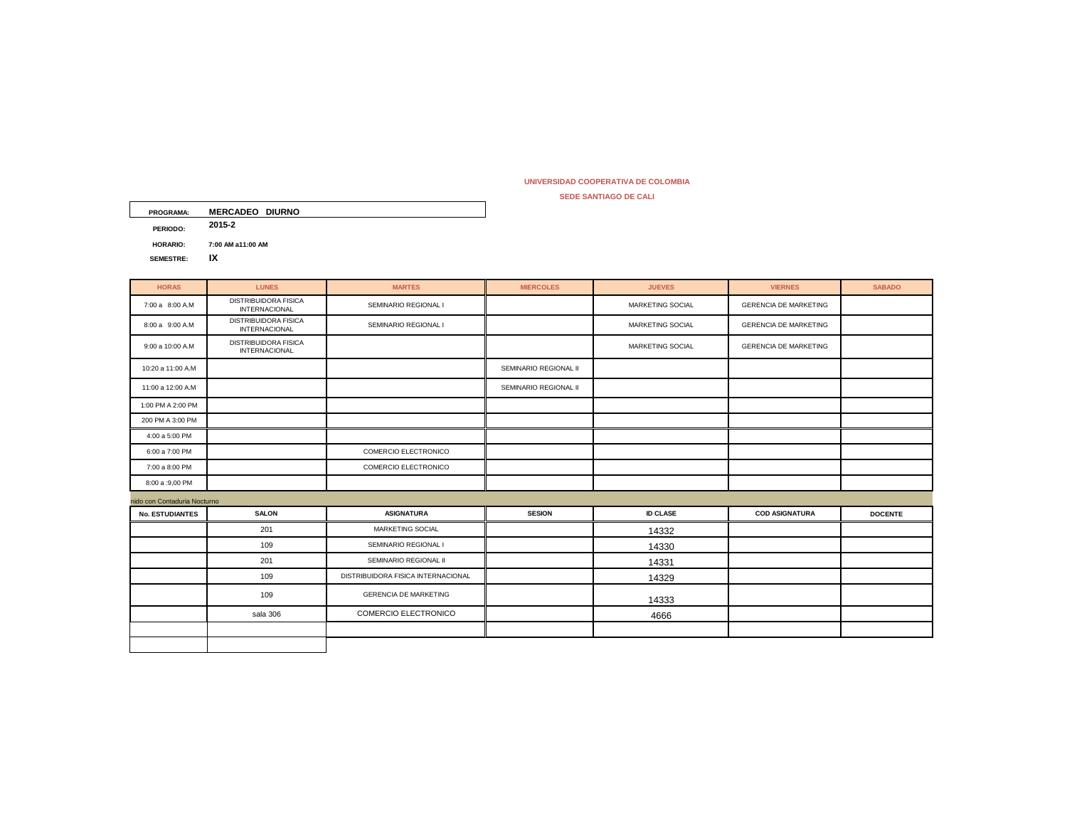**UNIVERSIDAD COOPERATIVA DE COLOMBIA**

**SEDE SANTIAGO DE CALI**

**PROGRAMA:** **MERCADEO DIURNO**

**PERIODO:** **2015-2**

**HORARIO:** **7:00 AM a11:00 AM**

**SEMESTRE:** **IX**

| HORAS | LUNES | MARTES | MIERCOLES | JUEVES | VIERNES | SABADO |
|---|---|---|---|---|---|---|
| 7:00 a 8:00 A.M | DISTRIBUIDORA FISICA INTERNACIONAL | SEMINARIO REGIONAL I | | MARKETING SOCIAL | GERENCIA DE MARKETING | |
| 8:00 a 9:00 A.M | DISTRIBUIDORA FISICA INTERNACIONAL | SEMINARIO REGIONAL I | | MARKETING SOCIAL | GERENCIA DE MARKETING | |
| 9:00 a 10:00 A.M | DISTRIBUIDORA FISICA INTERNACIONAL | | | MARKETING SOCIAL | GERENCIA DE MARKETING | |
| 10:20 a 11:00 A.M | | | SEMINARIO REGIONAL II | | | |
| 11:00 a 12:00 A.M | | | SEMINARIO REGIONAL II | | | |
| 1:00 PM A 2:00 PM | | | | | | |
| 200 PM A 3:00 PM | | | | | | |
| 4:00 a 5:00 PM | | | | | | |
| 6:00 a 7:00 PM | | COMERCIO ELECTRONICO | | | | |
| 7:00 a 8:00 PM | | COMERCIO ELECTRONICO | | | | |
| 8:00 a :9,00 PM | | | | | | |

nido con Contaduria Nocturno

| No. ESTUDIANTES | SALON | ASIGNATURA | SESION | ID CLASE | COD ASIGNATURA | DOCENTE |
|---|---|---|---|---|---|---|
| | 201 | MARKETING SOCIAL | | 14332 | | |
| | 109 | SEMINARIO REGIONAL I | | 14330 | | |
| | 201 | SEMINARIO REGIONAL II | | 14331 | | |
| | 109 | DISTRIBUIDORA FISICA INTERNACIONAL | | 14329 | | |
| | 109 | GERENCIA DE MARKETING | | 14333 | | |
| | sala 306 | COMERCIO ELECTRONICO | | 4666 | | |
| | | | | | | |
| | | | | | | |